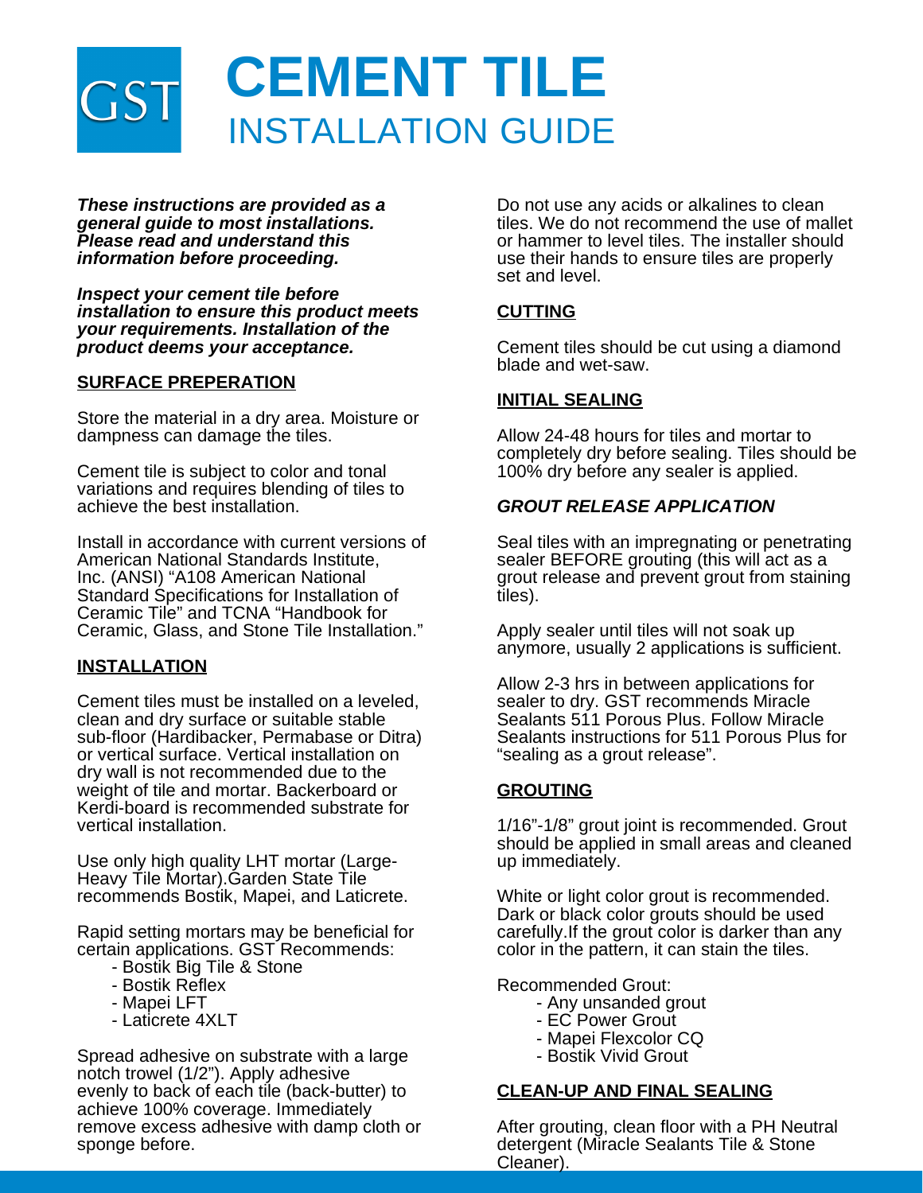# GST CEMENT TILE
## INSTALLATION GUIDE

***These instructions are provided as a general guide to most installations. Please read and understand this information before proceeding.***

***Inspect your cement tile before installation to ensure this product meets your requirements. Installation of the product deems your acceptance.***

### SURFACE PREPERATION

Store the material in a dry area. Moisture or dampness can damage the tiles.

Cement tile is subject to color and tonal variations and requires blending of tiles to achieve the best installation.

Install in accordance with current versions of American National Standards Institute, Inc. (ANSI) "A108 American National Standard Specifications for Installation of Ceramic Tile" and TCNA "Handbook for Ceramic, Glass, and Stone Tile Installation."

### INSTALLATION

Cement tiles must be installed on a leveled, clean and dry surface or suitable stable sub-floor (Hardibacker, Permabase or Ditra) or vertical surface. Vertical installation on dry wall is not recommended due to the weight of tile and mortar. Backerboard or Kerdi-board is recommended substrate for vertical installation.

Use only high quality LHT mortar (Large-Heavy Tile Mortar).Garden State Tile recommends Bostik, Mapei, and Laticrete.

Rapid setting mortars may be beneficial for certain applications. GST Recommends:

- Bostik Big Tile & Stone
- Bostik Reflex
- Mapei LFT
- Laticrete 4XLT

Spread adhesive on substrate with a large notch trowel (1/2"). Apply adhesive evenly to back of each tile (back-butter) to achieve 100% coverage. Immediately remove excess adhesive with damp cloth or sponge before.

Do not use any acids or alkalines to clean tiles. We do not recommend the use of mallet or hammer to level tiles. The installer should use their hands to ensure tiles are properly set and level.

### CUTTING

Cement tiles should be cut using a diamond blade and wet-saw.

### INITIAL SEALING

Allow 24-48 hours for tiles and mortar to completely dry before sealing. Tiles should be 100% dry before any sealer is applied.

### *GROUT RELEASE APPLICATION*

Seal tiles with an impregnating or penetrating sealer BEFORE grouting (this will act as a grout release and prevent grout from staining tiles).

Apply sealer until tiles will not soak up anymore, usually 2 applications is sufficient.

Allow 2-3 hrs in between applications for sealer to dry. GST recommends Miracle Sealants 511 Porous Plus. Follow Miracle Sealants instructions for 511 Porous Plus for "sealing as a grout release".

### GROUTING

1/16"-1/8" grout joint is recommended. Grout should be applied in small areas and cleaned up immediately.

White or light color grout is recommended. Dark or black color grouts should be used carefully.If the grout color is darker than any color in the pattern, it can stain the tiles.

Recommended Grout:

- Any unsanded grout
- EC Power Grout
- Mapei Flexcolor CQ
- Bostik Vivid Grout

### CLEAN-UP AND FINAL SEALING

After grouting, clean floor with a PH Neutral detergent (Miracle Sealants Tile & Stone Cleaner).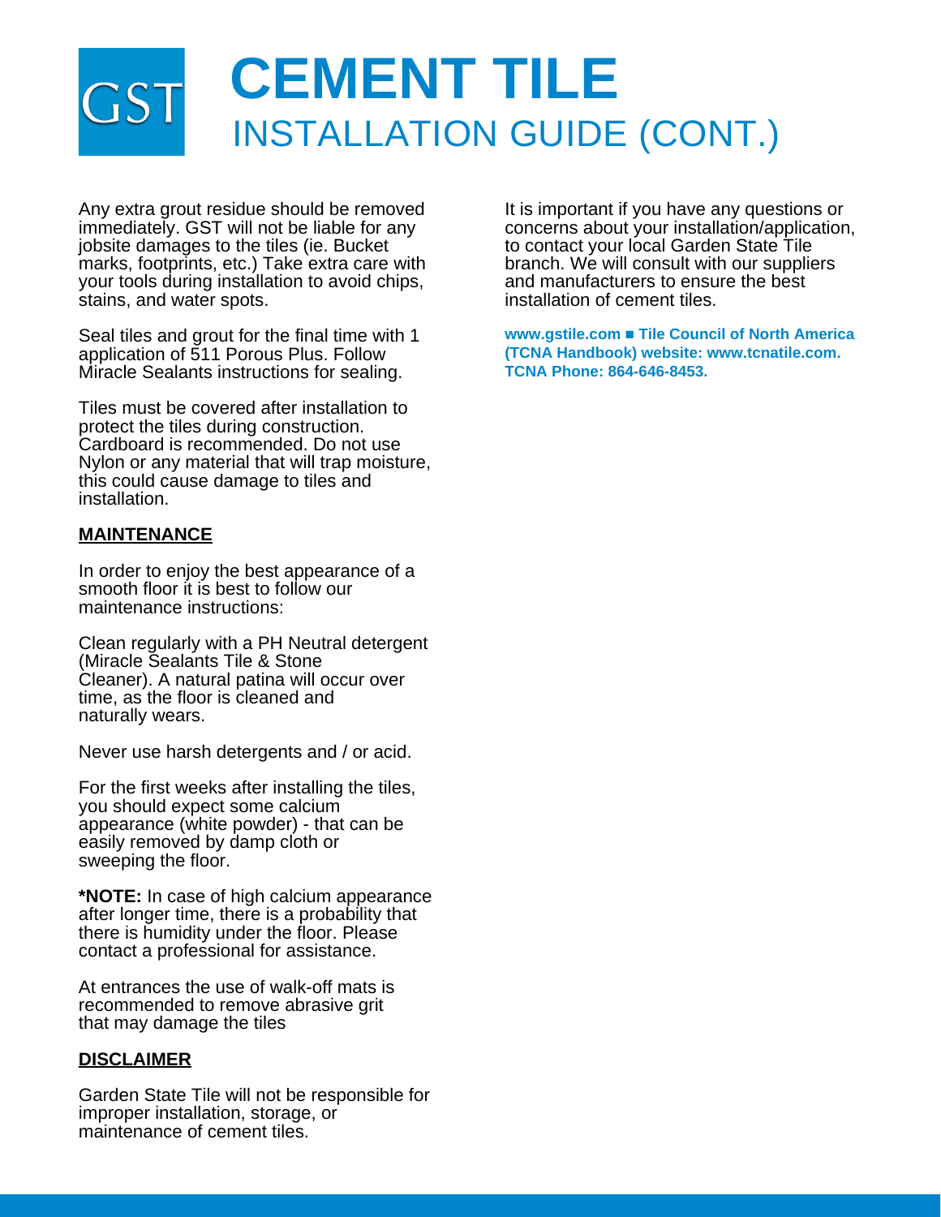# CEMENT TILE
## INSTALLATION GUIDE (CONT.)

Any extra grout residue should be removed immediately. GST will not be liable for any jobsite damages to the tiles (ie. Bucket marks, footprints, etc.) Take extra care with your tools during installation to avoid chips, stains, and water spots.

Seal tiles and grout for the final time with 1 application of 511 Porous Plus. Follow Miracle Sealants instructions for sealing.

Tiles must be covered after installation to protect the tiles during construction. Cardboard is recommended. Do not use Nylon or any material that will trap moisture, this could cause damage to tiles and installation.

### MAINTENANCE

In order to enjoy the best appearance of a smooth floor it is best to follow our maintenance instructions:

Clean regularly with a PH Neutral detergent (Miracle Sealants Tile & Stone Cleaner). A natural patina will occur over time, as the floor is cleaned and naturally wears.

Never use harsh detergents and / or acid.

For the first weeks after installing the tiles, you should expect some calcium appearance (white powder) - that can be easily removed by damp cloth or sweeping the floor.

***NOTE:** In case of high calcium appearance after longer time, there is a probability that there is humidity under the floor. Please contact a professional for assistance.

At entrances the use of walk-off mats is recommended to remove abrasive grit that may damage the tiles

### DISCLAIMER

Garden State Tile will not be responsible for improper installation, storage, or maintenance of cement tiles.

It is important if you have any questions or concerns about your installation/application, to contact your local Garden State Tile branch. We will consult with our suppliers and manufacturers to ensure the best installation of cement tiles.

**www.gstile.com ■ Tile Council of North America (TCNA Handbook) website: www.tcnatile.com. TCNA Phone: 864-646-8453.**